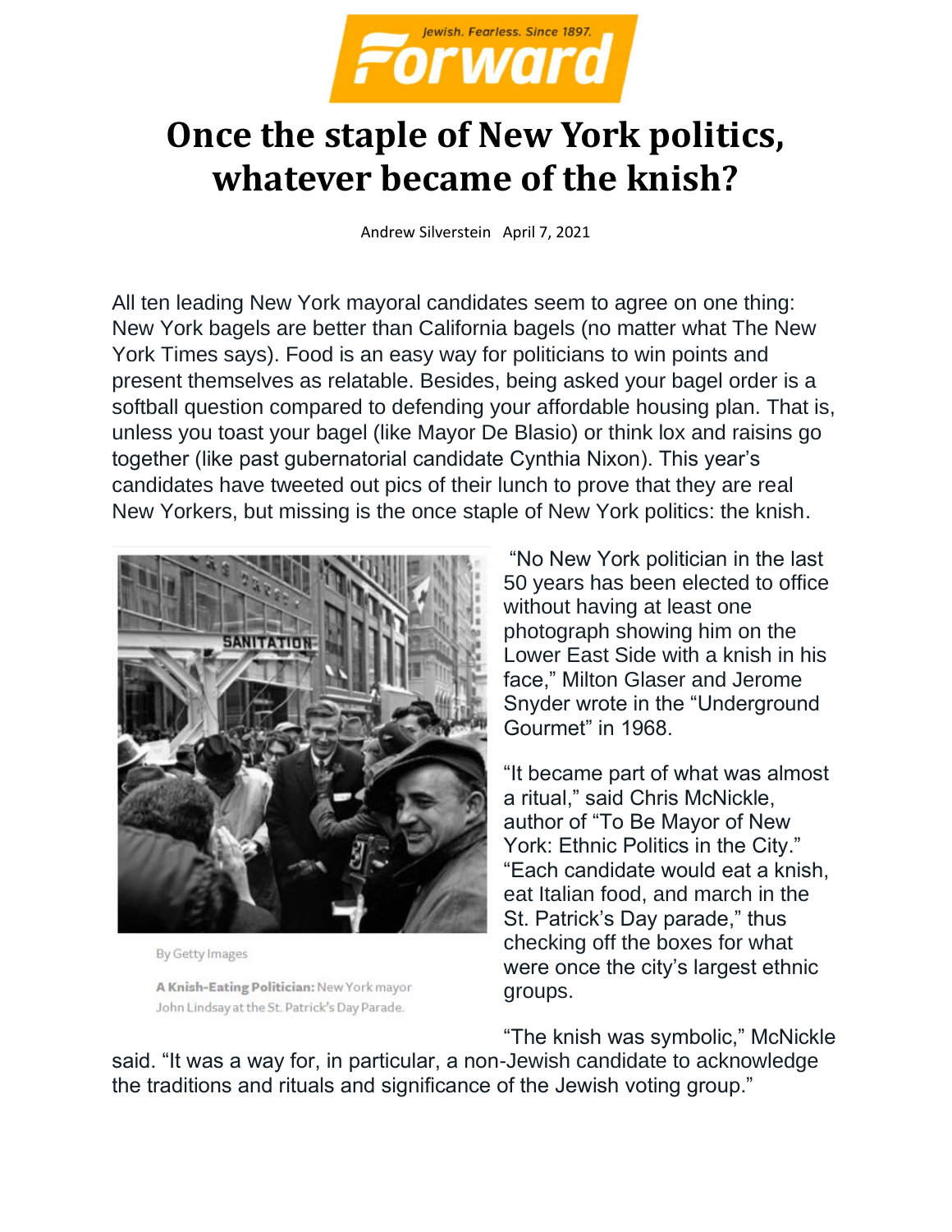# Once the staple of New York politics, whatever became of the knish?

Andrew Silverstein April 7, 2021

All ten leading New York mayoral candidates seem to agree on one thing: New York bagels are better than California bagels (no matter what The New York Times says). Food is an easy way for politicians to win points and present themselves as relatable. Besides, being asked your bagel order is a softball question compared to defending your affordable housing plan. That is, unless you toast your bagel (like Mayor De Blasio) or think lox and raisins go together (like past gubernatorial candidate Cynthia Nixon). This year's candidates have tweeted out pics of their lunch to prove that they are real New Yorkers, but missing is the once staple of New York politics: the knish.

By Getty Images

**A Knish-Eating Politician:** New York mayor John Lindsay at the St. Patrick's Day Parade.

"No New York politician in the last 50 years has been elected to office without having at least one photograph showing him on the Lower East Side with a knish in his face," Milton Glaser and Jerome Snyder wrote in the "Underground Gourmet" in 1968.

"It became part of what was almost a ritual," said Chris McNickle, author of "To Be Mayor of New York: Ethnic Politics in the City." "Each candidate would eat a knish, eat Italian food, and march in the St. Patrick's Day parade," thus checking off the boxes for what were once the city's largest ethnic groups.

"The knish was symbolic," McNickle said. "It was a way for, in particular, a non-Jewish candidate to acknowledge the traditions and rituals and significance of the Jewish voting group."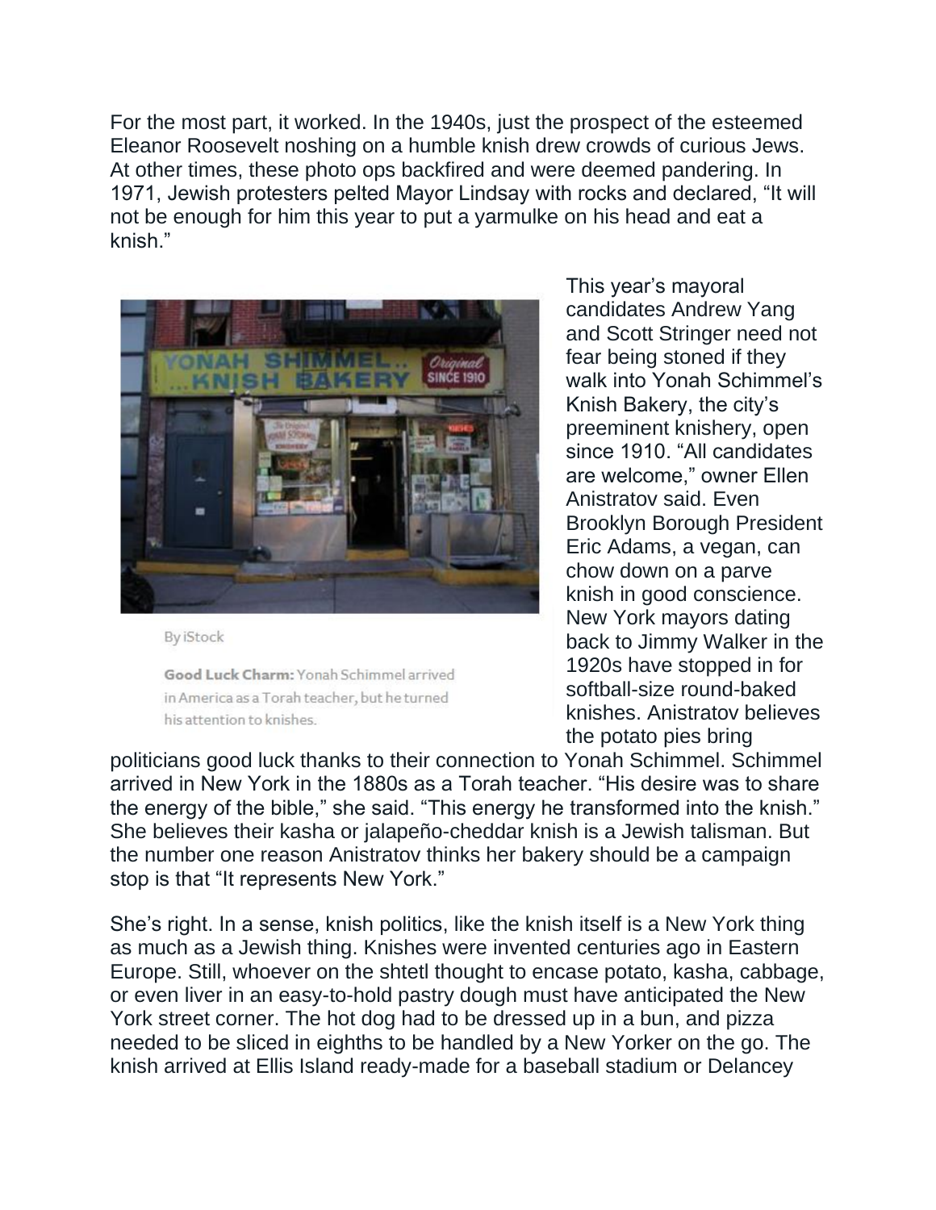For the most part, it worked. In the 1940s, just the prospect of the esteemed Eleanor Roosevelt noshing on a humble knish drew crowds of curious Jews. At other times, these photo ops backfired and were deemed pandering. In 1971, Jewish protesters pelted Mayor Lindsay with rocks and declared, "It will not be enough for him this year to put a yarmulke on his head and eat a knish."

By iStock

**Good Luck Charm:** Yonah Schimmel arrived in America as a Torah teacher, but he turned his attention to knishes.

This year's mayoral candidates Andrew Yang and Scott Stringer need not fear being stoned if they walk into Yonah Schimmel's Knish Bakery, the city's preeminent knishery, open since 1910. "All candidates are welcome," owner Ellen Anistratov said. Even Brooklyn Borough President Eric Adams, a vegan, can chow down on a parve knish in good conscience. New York mayors dating back to Jimmy Walker in the 1920s have stopped in for softball-size round-baked knishes. Anistratov believes the potato pies bring politicians good luck thanks to their connection to Yonah Schimmel. Schimmel arrived in New York in the 1880s as a Torah teacher. "His desire was to share the energy of the bible," she said. "This energy he transformed into the knish." She believes their kasha or jalapeño-cheddar knish is a Jewish talisman. But the number one reason Anistratov thinks her bakery should be a campaign stop is that "It represents New York."

She's right. In a sense, knish politics, like the knish itself is a New York thing as much as a Jewish thing. Knishes were invented centuries ago in Eastern Europe. Still, whoever on the shtetl thought to encase potato, kasha, cabbage, or even liver in an easy-to-hold pastry dough must have anticipated the New York street corner. The hot dog had to be dressed up in a bun, and pizza needed to be sliced in eighths to be handled by a New Yorker on the go. The knish arrived at Ellis Island ready-made for a baseball stadium or Delancey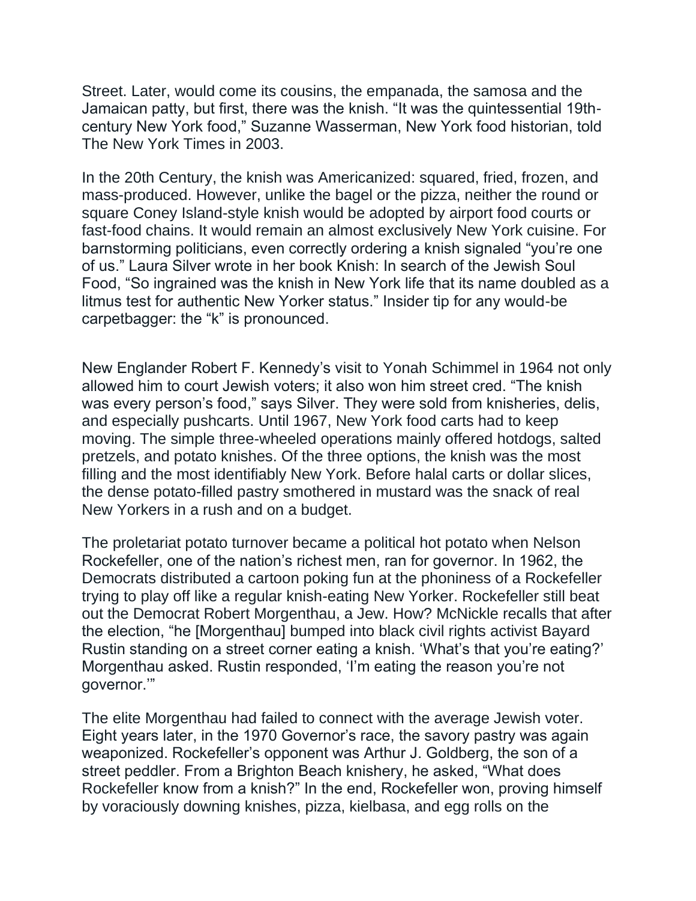Street. Later, would come its cousins, the empanada, the samosa and the Jamaican patty, but first, there was the knish. “It was the quintessential 19th-century New York food,” Suzanne Wasserman, New York food historian, told The New York Times in 2003.

In the 20th Century, the knish was Americanized: squared, fried, frozen, and mass-produced. However, unlike the bagel or the pizza, neither the round or square Coney Island-style knish would be adopted by airport food courts or fast-food chains. It would remain an almost exclusively New York cuisine. For barnstorming politicians, even correctly ordering a knish signaled “you’re one of us.” Laura Silver wrote in her book Knish: In search of the Jewish Soul Food, “So ingrained was the knish in New York life that its name doubled as a litmus test for authentic New Yorker status.” Insider tip for any would-be carpetbagger: the “k” is pronounced.

New Englander Robert F. Kennedy’s visit to Yonah Schimmel in 1964 not only allowed him to court Jewish voters; it also won him street cred. “The knish was every person’s food,” says Silver. They were sold from knisheries, delis, and especially pushcarts. Until 1967, New York food carts had to keep moving. The simple three-wheeled operations mainly offered hotdogs, salted pretzels, and potato knishes. Of the three options, the knish was the most filling and the most identifiably New York. Before halal carts or dollar slices, the dense potato-filled pastry smothered in mustard was the snack of real New Yorkers in a rush and on a budget.

The proletariat potato turnover became a political hot potato when Nelson Rockefeller, one of the nation’s richest men, ran for governor. In 1962, the Democrats distributed a cartoon poking fun at the phoniness of a Rockefeller trying to play off like a regular knish-eating New Yorker. Rockefeller still beat out the Democrat Robert Morgenthau, a Jew. How? McNickle recalls that after the election, “he [Morgenthau] bumped into black civil rights activist Bayard Rustin standing on a street corner eating a knish. ‘What’s that you’re eating?’ Morgenthau asked. Rustin responded, ‘I’m eating the reason you’re not governor.’”

The elite Morgenthau had failed to connect with the average Jewish voter. Eight years later, in the 1970 Governor’s race, the savory pastry was again weaponized. Rockefeller’s opponent was Arthur J. Goldberg, the son of a street peddler. From a Brighton Beach knishery, he asked, “What does Rockefeller know from a knish?” In the end, Rockefeller won, proving himself by voraciously downing knishes, pizza, kielbasa, and egg rolls on the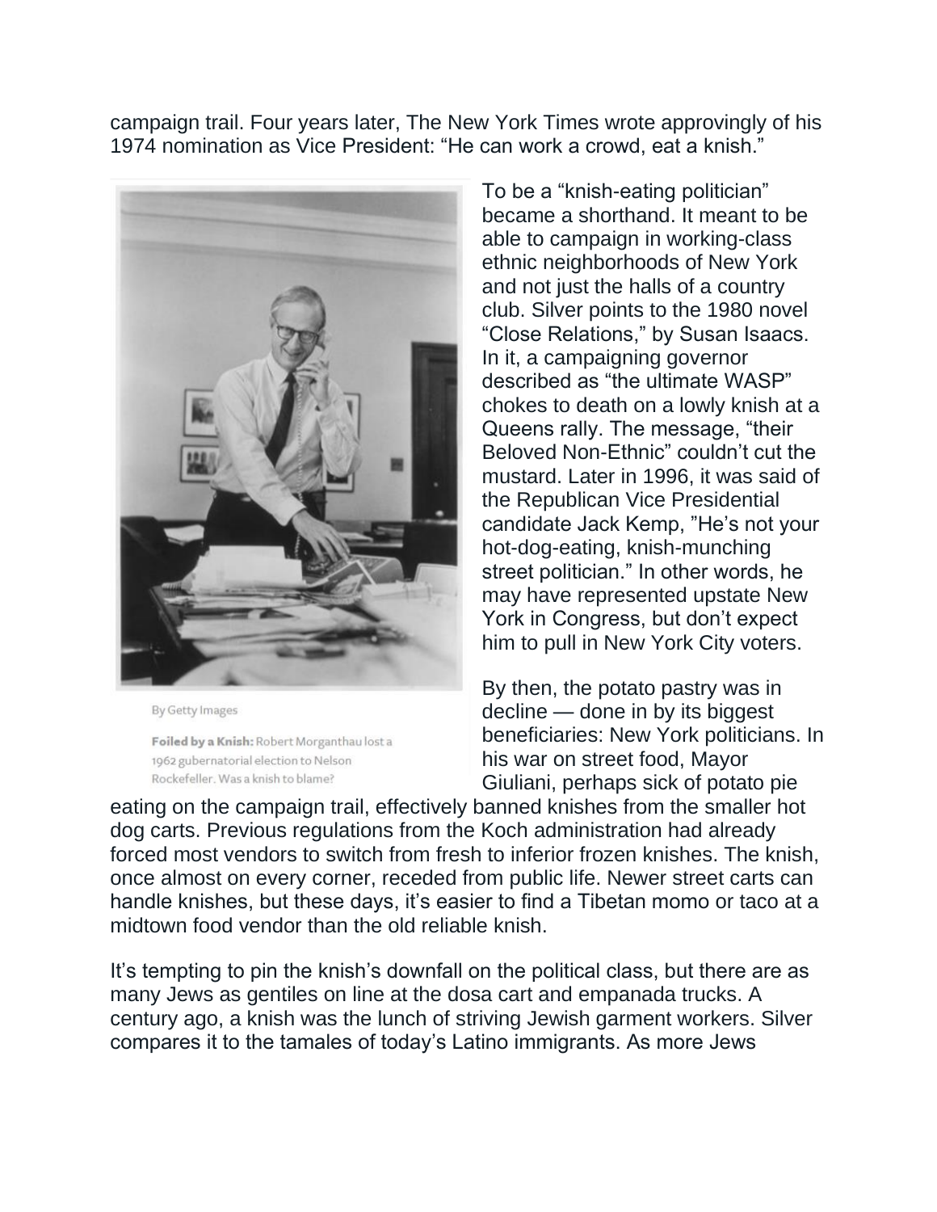campaign trail. Four years later, The New York Times wrote approvingly of his 1974 nomination as Vice President: "He can work a crowd, eat a knish."

By Getty Images

**Foiled by a Knish:** Robert Morganthau lost a 1962 gubernatorial election to Nelson Rockefeller. Was a knish to blame?

To be a "knish-eating politician" became a shorthand. It meant to be able to campaign in working-class ethnic neighborhoods of New York and not just the halls of a country club. Silver points to the 1980 novel "Close Relations," by Susan Isaacs. In it, a campaigning governor described as "the ultimate WASP" chokes to death on a lowly knish at a Queens rally. The message, "their Beloved Non-Ethnic" couldn't cut the mustard. Later in 1996, it was said of the Republican Vice Presidential candidate Jack Kemp, "He's not your hot-dog-eating, knish-munching street politician." In other words, he may have represented upstate New York in Congress, but don't expect him to pull in New York City voters.

By then, the potato pastry was in decline — done in by its biggest beneficiaries: New York politicians. In his war on street food, Mayor Giuliani, perhaps sick of potato pie eating on the campaign trail, effectively banned knishes from the smaller hot dog carts. Previous regulations from the Koch administration had already forced most vendors to switch from fresh to inferior frozen knishes. The knish, once almost on every corner, receded from public life. Newer street carts can handle knishes, but these days, it's easier to find a Tibetan momo or taco at a midtown food vendor than the old reliable knish.

It's tempting to pin the knish's downfall on the political class, but there are as many Jews as gentiles on line at the dosa cart and empanada trucks. A century ago, a knish was the lunch of striving Jewish garment workers. Silver compares it to the tamales of today's Latino immigrants. As more Jews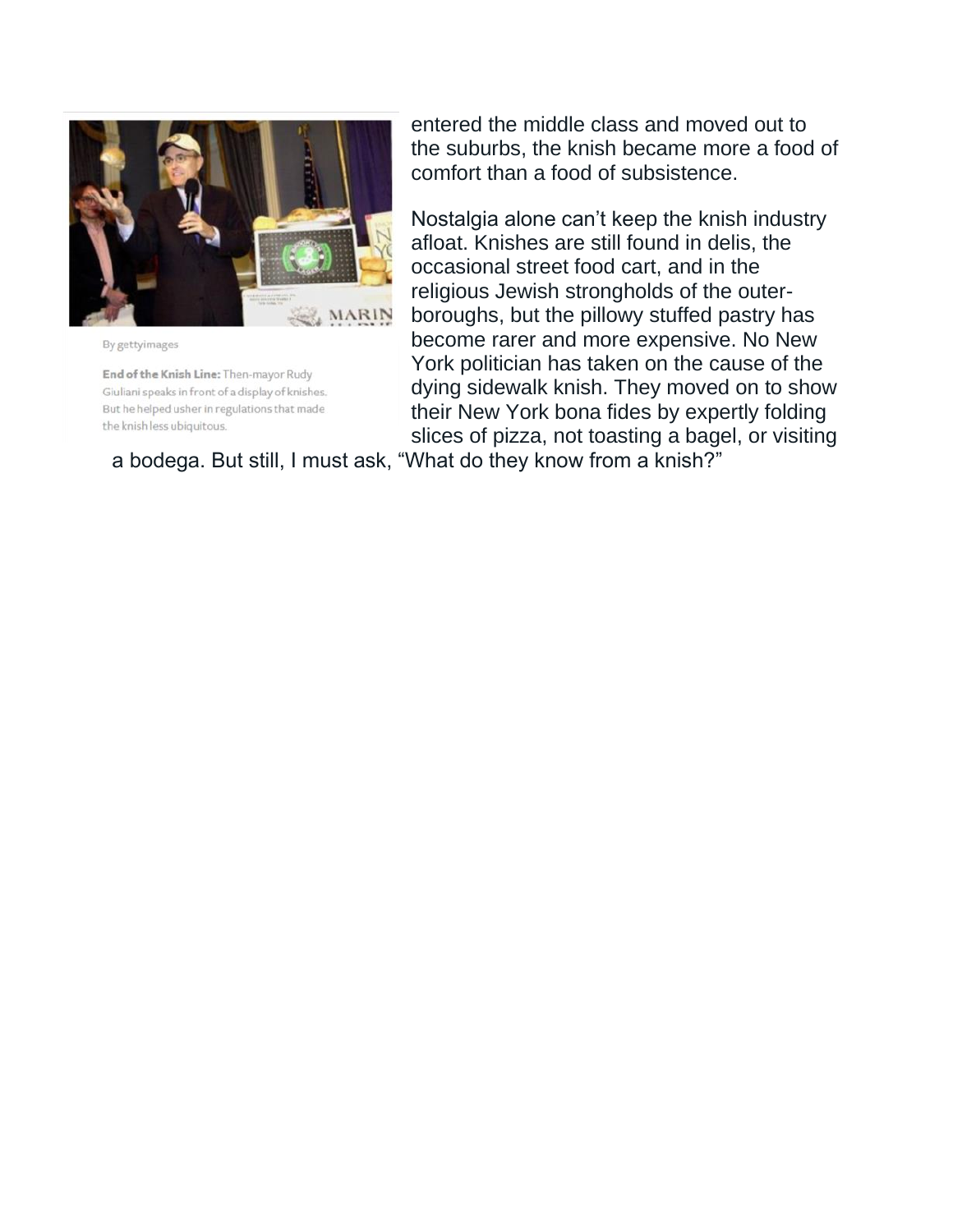By gettyimages

**End of the Knish Line:** Then-mayor Rudy Giuliani speaks in front of a display of knishes. But he helped usher in regulations that made the knish less ubiquitous.

entered the middle class and moved out to the suburbs, the knish became more a food of comfort than a food of subsistence.

Nostalgia alone can't keep the knish industry afloat. Knishes are still found in delis, the occasional street food cart, and in the religious Jewish strongholds of the outer-boroughs, but the pillowy stuffed pastry has become rarer and more expensive. No New York politician has taken on the cause of the dying sidewalk knish. They moved on to show their New York bona fides by expertly folding slices of pizza, not toasting a bagel, or visiting a bodega. But still, I must ask, "What do they know from a knish?"